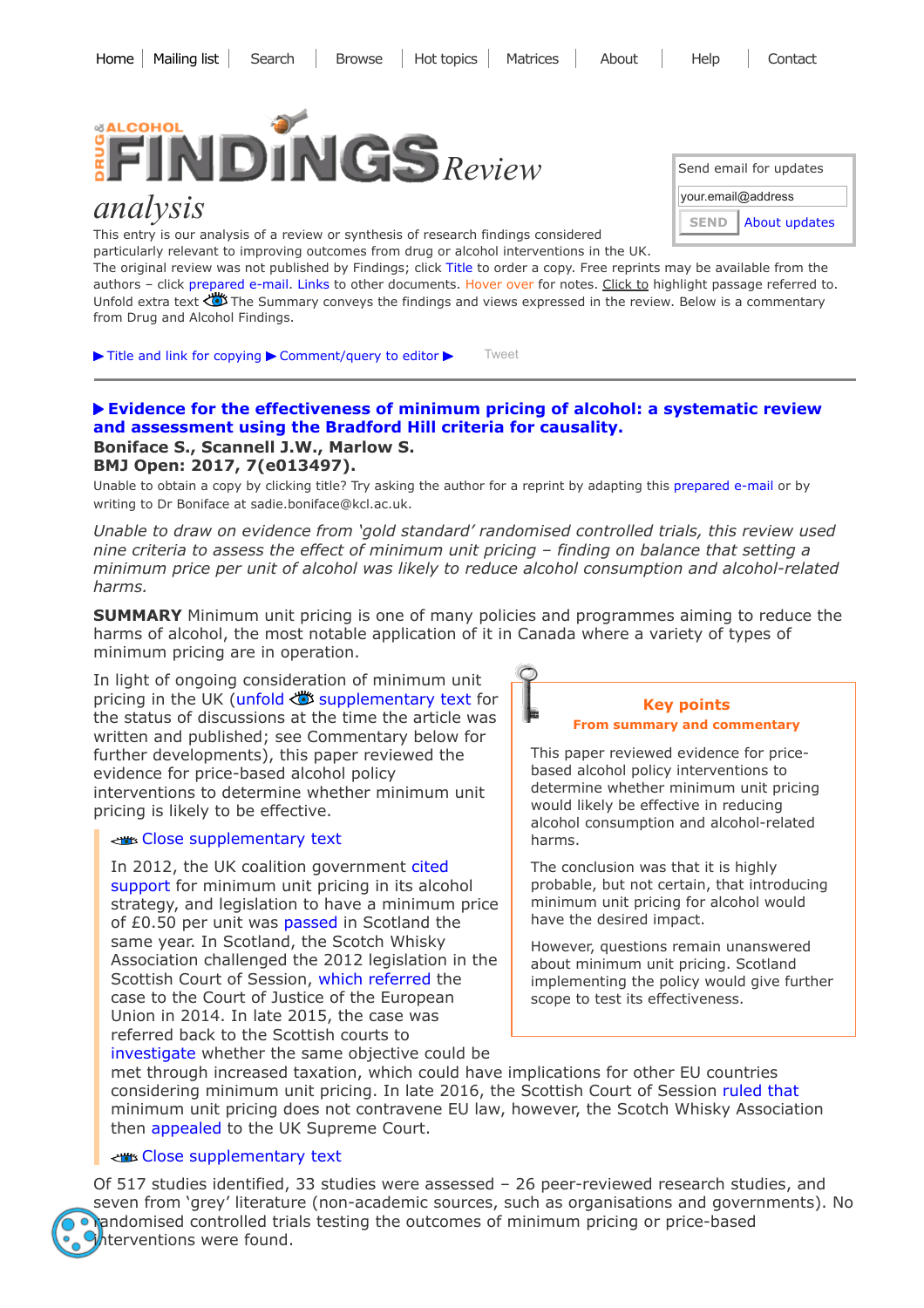Home | Mailing list | Search | Browse | Hot topics | Matrices | About | Help | Contact

# DRUG & ALCOHOL FINDINGS Review analysis

This entry is our analysis of a review or synthesis of research findings considered particularly relevant to improving outcomes from drug or alcohol interventions in the UK. The original review was not published by Findings; click Title to order a copy. Free reprints may be available from the authors – click prepared e-mail. Links to other documents. Hover over for notes. Click to highlight passage referred to. Unfold extra text The Summary conveys the findings and views expressed in the review. Below is a commentary from Drug and Alcohol Findings.

Send email for updates

your.email@address

SEND | About updates

▶ Title and link for copying ▶ Comment/query to editor ▶ Tweet

## ▶ Evidence for the effectiveness of minimum pricing of alcohol: a systematic review and assessment using the Bradford Hill criteria for causality.

**Boniface S., Scannell J.W., Marlow S.**
**BMJ Open: 2017, 7(e013497).**

Unable to obtain a copy by clicking title? Try asking the author for a reprint by adapting this prepared e-mail or by writing to Dr Boniface at sadie.boniface@kcl.ac.uk.

*Unable to draw on evidence from 'gold standard' randomised controlled trials, this review used nine criteria to assess the effect of minimum unit pricing – finding on balance that setting a minimum price per unit of alcohol was likely to reduce alcohol consumption and alcohol-related harms.*

**SUMMARY** Minimum unit pricing is one of many policies and programmes aiming to reduce the harms of alcohol, the most notable application of it in Canada where a variety of types of minimum pricing are in operation.

In light of ongoing consideration of minimum unit pricing in the UK (unfold supplementary text for the status of discussions at the time the article was written and published; see Commentary below for further developments), this paper reviewed the evidence for price-based alcohol policy interventions to determine whether minimum unit pricing is likely to be effective.

Close supplementary text

In 2012, the UK coalition government cited support for minimum unit pricing in its alcohol strategy, and legislation to have a minimum price of £0.50 per unit was passed in Scotland the same year. In Scotland, the Scotch Whisky Association challenged the 2012 legislation in the Scottish Court of Session, which referred the case to the Court of Justice of the European Union in 2014. In late 2015, the case was referred back to the Scottish courts to investigate whether the same objective could be met through increased taxation, which could have implications for other EU countries considering minimum unit pricing. In late 2016, the Scottish Court of Session ruled that minimum unit pricing does not contravene EU law, however, the Scotch Whisky Association then appealed to the UK Supreme Court.

Close supplementary text

> **Key points**
> **From summary and commentary**
>
> This paper reviewed evidence for price-based alcohol policy interventions to determine whether minimum unit pricing would likely be effective in reducing alcohol consumption and alcohol-related harms.
>
> The conclusion was that it is highly probable, but not certain, that introducing minimum unit pricing for alcohol would have the desired impact.
>
> However, questions remain unanswered about minimum unit pricing. Scotland implementing the policy would give further scope to test its effectiveness.

Of 517 studies identified, 33 studies were assessed – 26 peer-reviewed research studies, and seven from 'grey' literature (non-academic sources, such as organisations and governments). No randomised controlled trials testing the outcomes of minimum pricing or price-based interventions were found.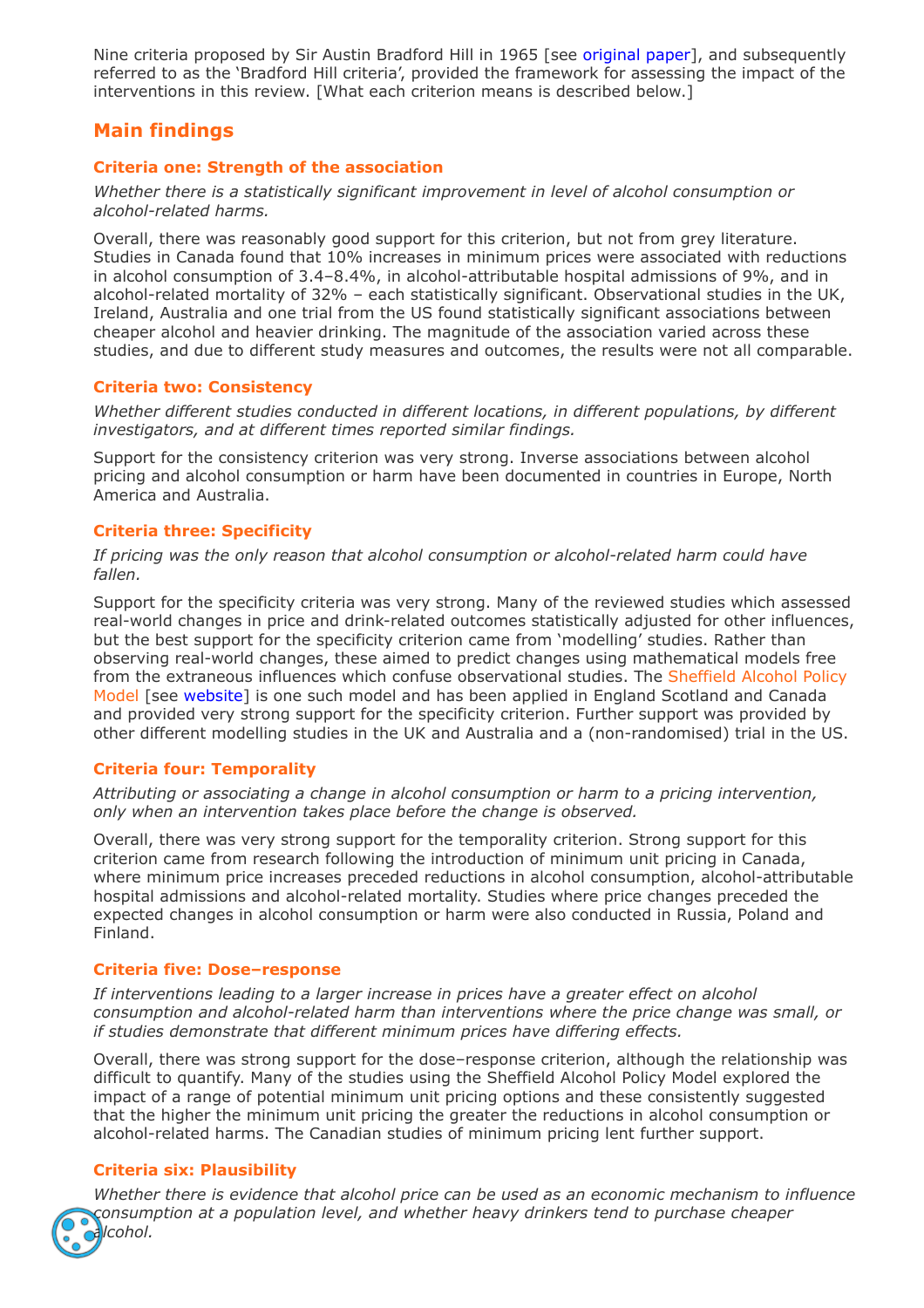Nine criteria proposed by Sir Austin Bradford Hill in 1965 [see original paper], and subsequently referred to as the 'Bradford Hill criteria', provided the framework for assessing the impact of the interventions in this review. [What each criterion means is described below.]

## Main findings

### Criteria one: Strength of the association

*Whether there is a statistically significant improvement in level of alcohol consumption or alcohol-related harms.*

Overall, there was reasonably good support for this criterion, but not from grey literature. Studies in Canada found that 10% increases in minimum prices were associated with reductions in alcohol consumption of 3.4–8.4%, in alcohol-attributable hospital admissions of 9%, and in alcohol-related mortality of 32% – each statistically significant. Observational studies in the UK, Ireland, Australia and one trial from the US found statistically significant associations between cheaper alcohol and heavier drinking. The magnitude of the association varied across these studies, and due to different study measures and outcomes, the results were not all comparable.

### Criteria two: Consistency

*Whether different studies conducted in different locations, in different populations, by different investigators, and at different times reported similar findings.*

Support for the consistency criterion was very strong. Inverse associations between alcohol pricing and alcohol consumption or harm have been documented in countries in Europe, North America and Australia.

### Criteria three: Specificity

*If pricing was the only reason that alcohol consumption or alcohol-related harm could have fallen.*

Support for the specificity criteria was very strong. Many of the reviewed studies which assessed real-world changes in price and drink-related outcomes statistically adjusted for other influences, but the best support for the specificity criterion came from 'modelling' studies. Rather than observing real-world changes, these aimed to predict changes using mathematical models free from the extraneous influences which confuse observational studies. The Sheffield Alcohol Policy Model [see website] is one such model and has been applied in England Scotland and Canada and provided very strong support for the specificity criterion. Further support was provided by other different modelling studies in the UK and Australia and a (non-randomised) trial in the US.

### Criteria four: Temporality

*Attributing or associating a change in alcohol consumption or harm to a pricing intervention, only when an intervention takes place before the change is observed.*

Overall, there was very strong support for the temporality criterion. Strong support for this criterion came from research following the introduction of minimum unit pricing in Canada, where minimum price increases preceded reductions in alcohol consumption, alcohol-attributable hospital admissions and alcohol-related mortality. Studies where price changes preceded the expected changes in alcohol consumption or harm were also conducted in Russia, Poland and Finland.

### Criteria five: Dose–response

*If interventions leading to a larger increase in prices have a greater effect on alcohol consumption and alcohol-related harm than interventions where the price change was small, or if studies demonstrate that different minimum prices have differing effects.*

Overall, there was strong support for the dose–response criterion, although the relationship was difficult to quantify. Many of the studies using the Sheffield Alcohol Policy Model explored the impact of a range of potential minimum unit pricing options and these consistently suggested that the higher the minimum unit pricing the greater the reductions in alcohol consumption or alcohol-related harms. The Canadian studies of minimum pricing lent further support.

### Criteria six: Plausibility

*Whether there is evidence that alcohol price can be used as an economic mechanism to influence consumption at a population level, and whether heavy drinkers tend to purchase cheaper alcohol.*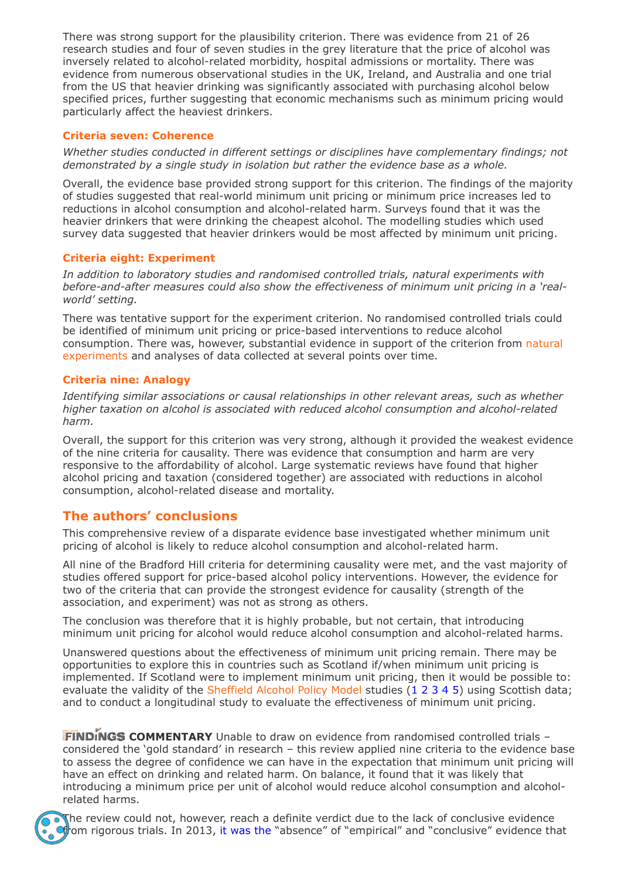There was strong support for the plausibility criterion. There was evidence from 21 of 26 research studies and four of seven studies in the grey literature that the price of alcohol was inversely related to alcohol-related morbidity, hospital admissions or mortality. There was evidence from numerous observational studies in the UK, Ireland, and Australia and one trial from the US that heavier drinking was significantly associated with purchasing alcohol below specified prices, further suggesting that economic mechanisms such as minimum pricing would particularly affect the heaviest drinkers.

### Criteria seven: Coherence

*Whether studies conducted in different settings or disciplines have complementary findings; not demonstrated by a single study in isolation but rather the evidence base as a whole.*

Overall, the evidence base provided strong support for this criterion. The findings of the majority of studies suggested that real-world minimum unit pricing or minimum price increases led to reductions in alcohol consumption and alcohol-related harm. Surveys found that it was the heavier drinkers that were drinking the cheapest alcohol. The modelling studies which used survey data suggested that heavier drinkers would be most affected by minimum unit pricing.

### Criteria eight: Experiment

*In addition to laboratory studies and randomised controlled trials, natural experiments with before-and-after measures could also show the effectiveness of minimum unit pricing in a 'real-world' setting.*

There was tentative support for the experiment criterion. No randomised controlled trials could be identified of minimum unit pricing or price-based interventions to reduce alcohol consumption. There was, however, substantial evidence in support of the criterion from natural experiments and analyses of data collected at several points over time.

### Criteria nine: Analogy

*Identifying similar associations or causal relationships in other relevant areas, such as whether higher taxation on alcohol is associated with reduced alcohol consumption and alcohol-related harm.*

Overall, the support for this criterion was very strong, although it provided the weakest evidence of the nine criteria for causality. There was evidence that consumption and harm are very responsive to the affordability of alcohol. Large systematic reviews have found that higher alcohol pricing and taxation (considered together) are associated with reductions in alcohol consumption, alcohol-related disease and mortality.

## The authors' conclusions

This comprehensive review of a disparate evidence base investigated whether minimum unit pricing of alcohol is likely to reduce alcohol consumption and alcohol-related harm.

All nine of the Bradford Hill criteria for determining causality were met, and the vast majority of studies offered support for price-based alcohol policy interventions. However, the evidence for two of the criteria that can provide the strongest evidence for causality (strength of the association, and experiment) was not as strong as others.

The conclusion was therefore that it is highly probable, but not certain, that introducing minimum unit pricing for alcohol would reduce alcohol consumption and alcohol-related harms.

Unanswered questions about the effectiveness of minimum unit pricing remain. There may be opportunities to explore this in countries such as Scotland if/when minimum unit pricing is implemented. If Scotland were to implement minimum unit pricing, then it would be possible to: evaluate the validity of the Sheffield Alcohol Policy Model studies (1 2 3 4 5) using Scottish data; and to conduct a longitudinal study to evaluate the effectiveness of minimum unit pricing.

**FINDINGS COMMENTARY** Unable to draw on evidence from randomised controlled trials – considered the 'gold standard' in research – this review applied nine criteria to the evidence base to assess the degree of confidence we can have in the expectation that minimum unit pricing will have an effect on drinking and related harm. On balance, it found that it was likely that introducing a minimum price per unit of alcohol would reduce alcohol consumption and alcohol-related harms.

The review could not, however, reach a definite verdict due to the lack of conclusive evidence from rigorous trials. In 2013, it was the "absence" of "empirical" and "conclusive" evidence that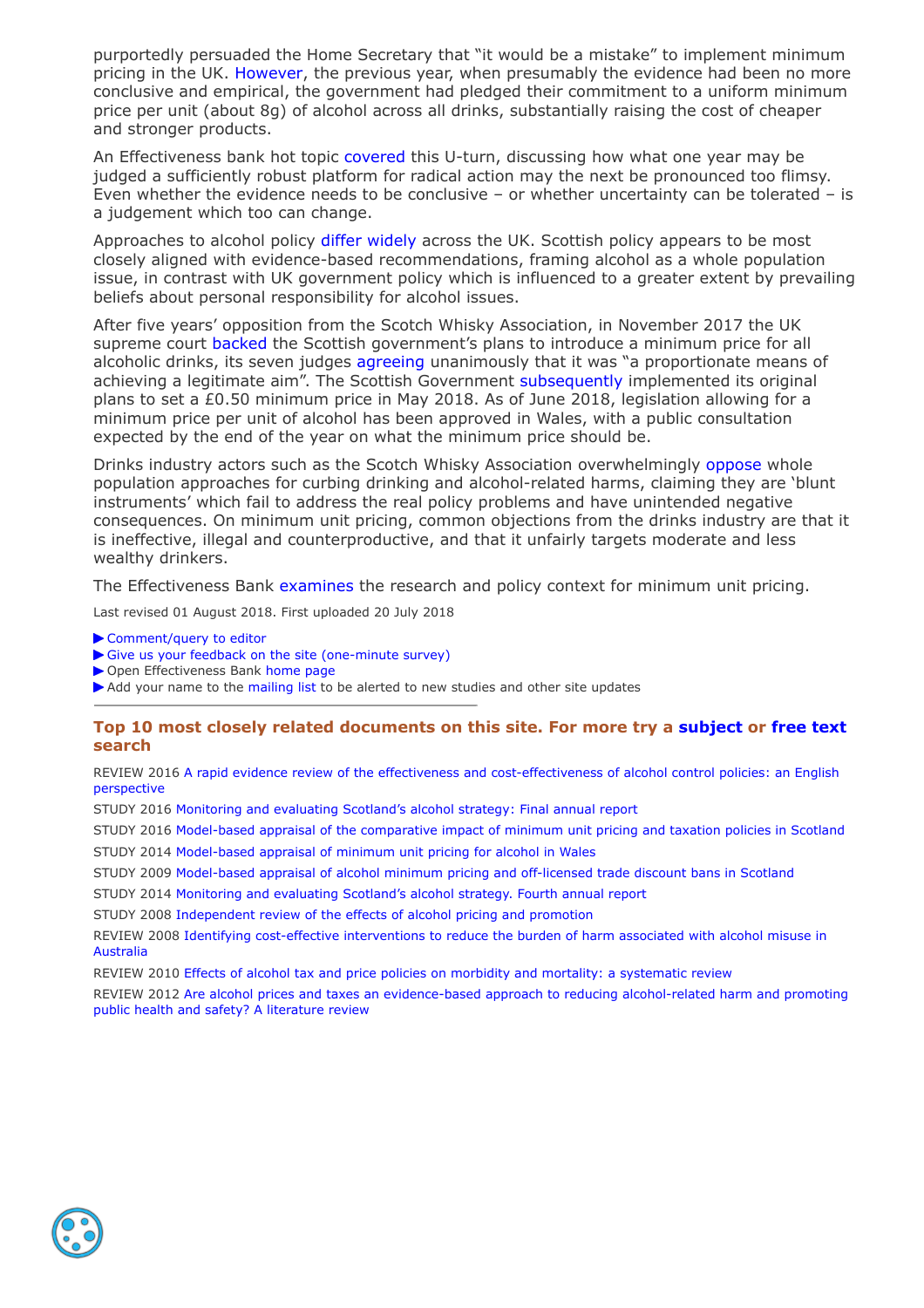purportedly persuaded the Home Secretary that "it would be a mistake" to implement minimum pricing in the UK. However, the previous year, when presumably the evidence had been no more conclusive and empirical, the government had pledged their commitment to a uniform minimum price per unit (about 8g) of alcohol across all drinks, substantially raising the cost of cheaper and stronger products.

An Effectiveness bank hot topic covered this U-turn, discussing how what one year may be judged a sufficiently robust platform for radical action may the next be pronounced too flimsy. Even whether the evidence needs to be conclusive – or whether uncertainty can be tolerated – is a judgement which too can change.

Approaches to alcohol policy differ widely across the UK. Scottish policy appears to be most closely aligned with evidence-based recommendations, framing alcohol as a whole population issue, in contrast with UK government policy which is influenced to a greater extent by prevailing beliefs about personal responsibility for alcohol issues.

After five years' opposition from the Scotch Whisky Association, in November 2017 the UK supreme court backed the Scottish government's plans to introduce a minimum price for all alcoholic drinks, its seven judges agreeing unanimously that it was "a proportionate means of achieving a legitimate aim". The Scottish Government subsequently implemented its original plans to set a £0.50 minimum price in May 2018. As of June 2018, legislation allowing for a minimum price per unit of alcohol has been approved in Wales, with a public consultation expected by the end of the year on what the minimum price should be.

Drinks industry actors such as the Scotch Whisky Association overwhelmingly oppose whole population approaches for curbing drinking and alcohol-related harms, claiming they are 'blunt instruments' which fail to address the real policy problems and have unintended negative consequences. On minimum unit pricing, common objections from the drinks industry are that it is ineffective, illegal and counterproductive, and that it unfairly targets moderate and less wealthy drinkers.

The Effectiveness Bank examines the research and policy context for minimum unit pricing.

Last revised 01 August 2018. First uploaded 20 July 2018

- ▶ Comment/query to editor
- ▶ Give us your feedback on the site (one-minute survey)
- ▶ Open Effectiveness Bank home page
- ▶ Add your name to the mailing list to be alerted to new studies and other site updates

## Top 10 most closely related documents on this site. For more try a subject or free text search

REVIEW 2016 A rapid evidence review of the effectiveness and cost-effectiveness of alcohol control policies: an English perspective

STUDY 2016 Monitoring and evaluating Scotland's alcohol strategy: Final annual report

STUDY 2016 Model-based appraisal of the comparative impact of minimum unit pricing and taxation policies in Scotland

STUDY 2014 Model-based appraisal of minimum unit pricing for alcohol in Wales

STUDY 2009 Model-based appraisal of alcohol minimum pricing and off-licensed trade discount bans in Scotland

STUDY 2014 Monitoring and evaluating Scotland's alcohol strategy. Fourth annual report

STUDY 2008 Independent review of the effects of alcohol pricing and promotion

REVIEW 2008 Identifying cost-effective interventions to reduce the burden of harm associated with alcohol misuse in Australia

REVIEW 2010 Effects of alcohol tax and price policies on morbidity and mortality: a systematic review

REVIEW 2012 Are alcohol prices and taxes an evidence-based approach to reducing alcohol-related harm and promoting public health and safety? A literature review